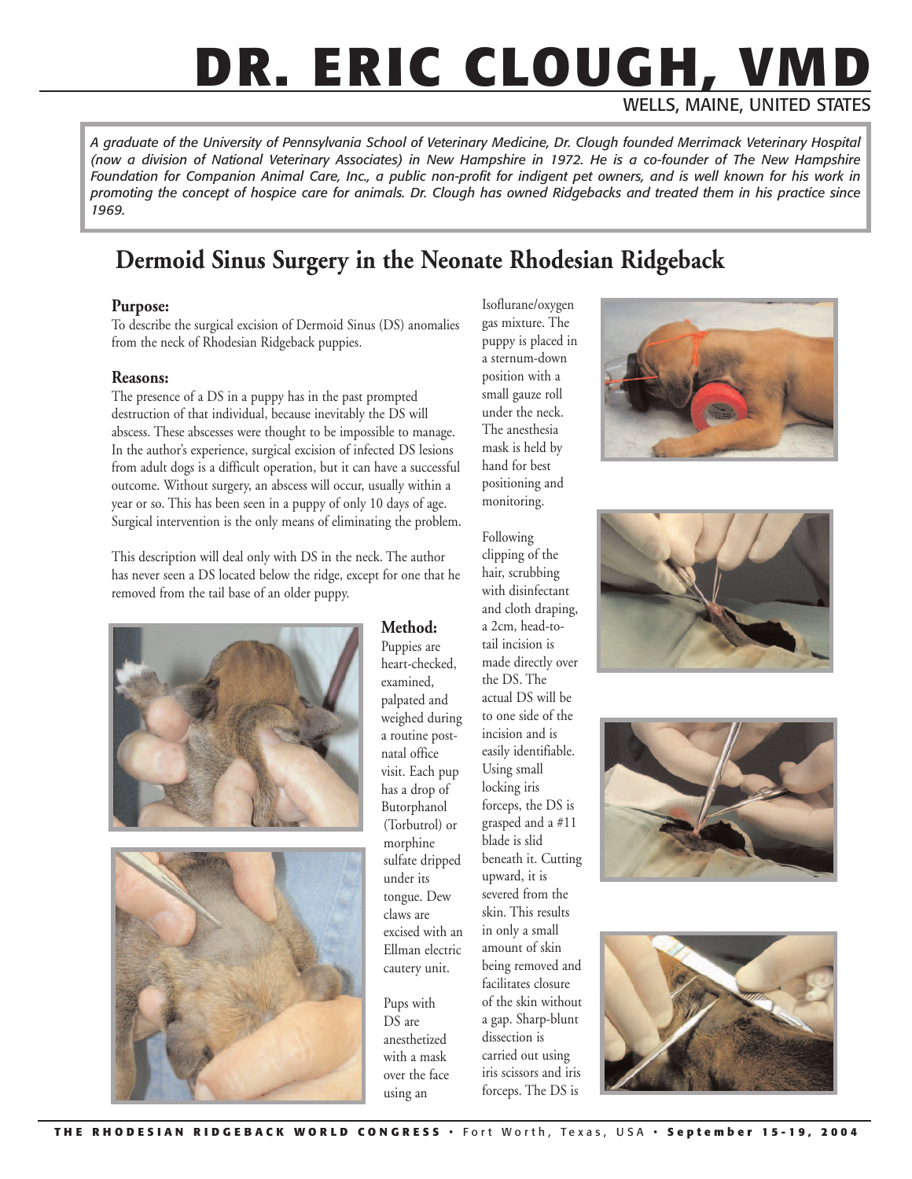# DR. ERIC CLOUGH, VMD

WELLS, MAINE, UNITED STATES

*A graduate of the University of Pennsylvania School of Veterinary Medicine, Dr. Clough founded Merrimack Veterinary Hospital (now a division of National Veterinary Associates) in New Hampshire in 1972. He is a co-founder of The New Hampshire Foundation for Companion Animal Care, Inc., a public non-profit for indigent pet owners, and is well known for his work in promoting the concept of hospice care for animals. Dr. Clough has owned Ridgebacks and treated them in his practice since 1969.*

## Dermoid Sinus Surgery in the Neonate Rhodesian Ridgeback

### Purpose:

To describe the surgical excision of Dermoid Sinus (DS) anomalies from the neck of Rhodesian Ridgeback puppies.

### Reasons:

The presence of a DS in a puppy has in the past prompted destruction of that individual, because inevitably the DS will abscess. These abscesses were thought to be impossible to manage. In the author's experience, surgical excision of infected DS lesions from adult dogs is a difficult operation, but it can have a successful outcome. Without surgery, an abscess will occur, usually within a year or so. This has been seen in a puppy of only 10 days of age. Surgical intervention is the only means of eliminating the problem.

This description will deal only with DS in the neck. The author has never seen a DS located below the ridge, except for one that he removed from the tail base of an older puppy.

### Method:

Puppies are heart-checked, examined, palpated and weighed during a routine post-natal office visit. Each pup has a drop of Butorphanol (Torbutrol) or morphine sulfate dripped under its tongue. Dew claws are excised with an Ellman electric cautery unit.

Pups with DS are anesthetized with a mask over the face using an Isoflurane/oxygen gas mixture. The puppy is placed in a sternum-down position with a small gauze roll under the neck. The anesthesia mask is held by hand for best positioning and monitoring.

Following clipping of the hair, scrubbing with disinfectant and cloth draping, a 2cm, head-to-tail incision is made directly over the DS. The actual DS will be to one side of the incision and is easily identifiable. Using small locking iris forceps, the DS is grasped and a #11 blade is slid beneath it. Cutting upward, it is severed from the skin. This results in only a small amount of skin being removed and facilitates closure of the skin without a gap. Sharp-blunt dissection is carried out using iris scissors and iris forceps. The DS is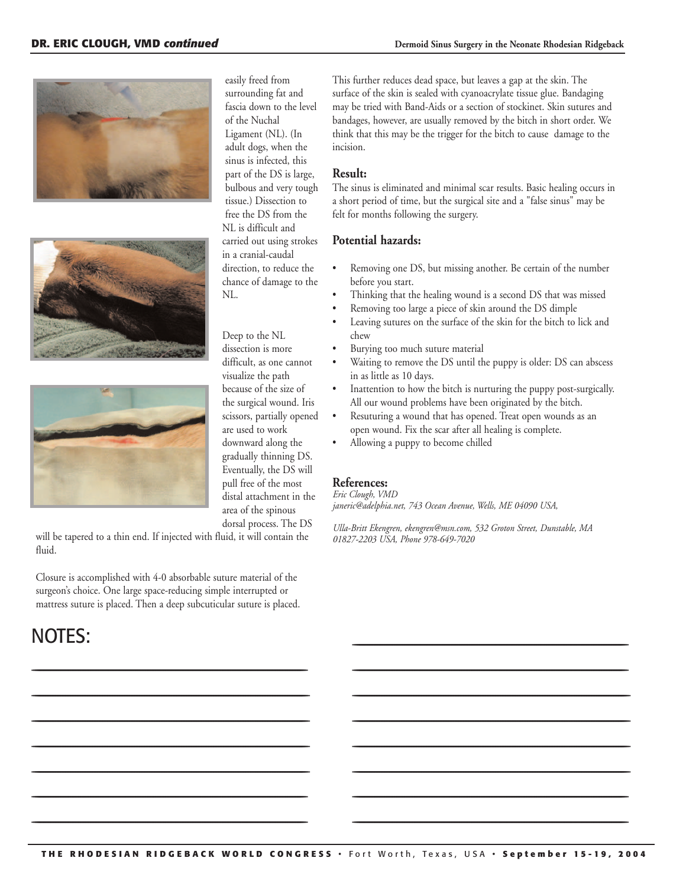easily freed from surrounding fat and fascia down to the level of the Nuchal Ligament (NL). (In adult dogs, when the sinus is infected, this part of the DS is large, bulbous and very tough tissue.) Dissection to free the DS from the NL is difficult and carried out using strokes in a cranial-caudal direction, to reduce the chance of damage to the NL.

Deep to the NL dissection is more difficult, as one cannot visualize the path because of the size of the surgical wound. Iris scissors, partially opened are used to work downward along the gradually thinning DS. Eventually, the DS will pull free of the most distal attachment in the area of the spinous dorsal process. The DS will be tapered to a thin end. If injected with fluid, it will contain the fluid.

Closure is accomplished with 4-0 absorbable suture material of the surgeon's choice. One large space-reducing simple interrupted or mattress suture is placed. Then a deep subcuticular suture is placed. This further reduces dead space, but leaves a gap at the skin. The surface of the skin is sealed with cyanoacrylate tissue glue. Bandaging may be tried with Band-Aids or a section of stockinet. Skin sutures and bandages, however, are usually removed by the bitch in short order. We think that this may be the trigger for the bitch to cause damage to the incision.

## Result:

The sinus is eliminated and minimal scar results. Basic healing occurs in a short period of time, but the surgical site and a "false sinus" may be felt for months following the surgery.

## Potential hazards:

- Removing one DS, but missing another. Be certain of the number before you start.
- Thinking that the healing wound is a second DS that was missed
- Removing too large a piece of skin around the DS dimple
- Leaving sutures on the surface of the skin for the bitch to lick and chew
- Burying too much suture material
- Waiting to remove the DS until the puppy is older: DS can abscess in as little as 10 days.
- Inattention to how the bitch is nurturing the puppy post-surgically. All our wound problems have been originated by the bitch.
- Resuturing a wound that has opened. Treat open wounds as an open wound. Fix the scar after all healing is complete.
- Allowing a puppy to become chilled

## References:

*Eric Clough, VMD*
*janeric@adelphia.net, 743 Ocean Avenue, Wells, ME 04090 USA,*

*Ulla-Britt Ekengren, ekengren@msn.com, 532 Groton Street, Dunstable, MA 01827-2203 USA, Phone 978-649-7020*

# NOTES: